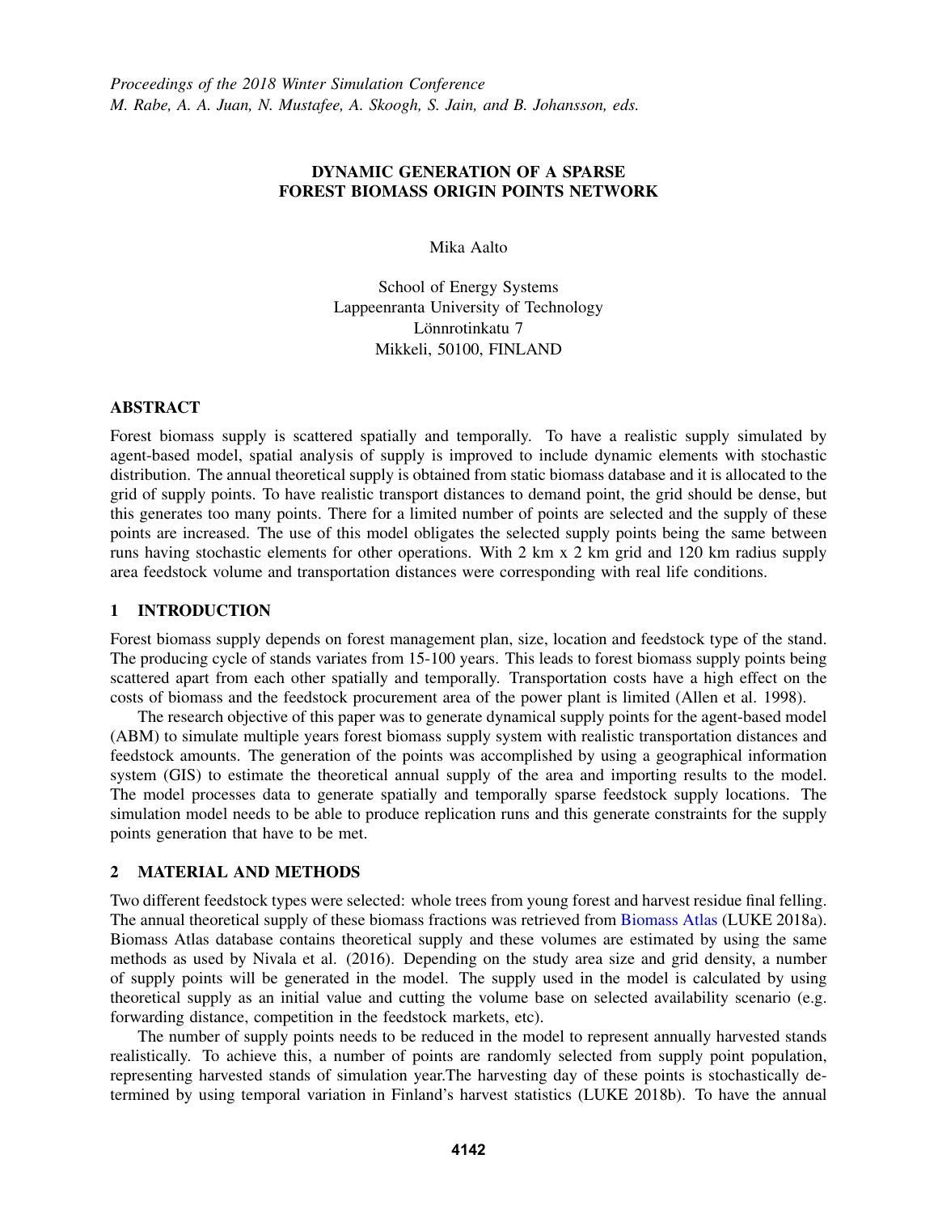# DYNAMIC GENERATION OF A SPARSE FOREST BIOMASS ORIGIN POINTS NETWORK

Mika Aalto

School of Energy Systems
Lappeenranta University of Technology
Lönnrotinkatu 7
Mikkeli, 50100, FINLAND

## ABSTRACT

Forest biomass supply is scattered spatially and temporally. To have a realistic supply simulated by agent-based model, spatial analysis of supply is improved to include dynamic elements with stochastic distribution. The annual theoretical supply is obtained from static biomass database and it is allocated to the grid of supply points. To have realistic transport distances to demand point, the grid should be dense, but this generates too many points. There for a limited number of points are selected and the supply of these points are increased. The use of this model obligates the selected supply points being the same between runs having stochastic elements for other operations. With 2 km x 2 km grid and 120 km radius supply area feedstock volume and transportation distances were corresponding with real life conditions.

## 1 INTRODUCTION

Forest biomass supply depends on forest management plan, size, location and feedstock type of the stand. The producing cycle of stands variates from 15-100 years. This leads to forest biomass supply points being scattered apart from each other spatially and temporally. Transportation costs have a high effect on the costs of biomass and the feedstock procurement area of the power plant is limited (Allen et al. 1998).

The research objective of this paper was to generate dynamical supply points for the agent-based model (ABM) to simulate multiple years forest biomass supply system with realistic transportation distances and feedstock amounts. The generation of the points was accomplished by using a geographical information system (GIS) to estimate the theoretical annual supply of the area and importing results to the model. The model processes data to generate spatially and temporally sparse feedstock supply locations. The simulation model needs to be able to produce replication runs and this generate constraints for the supply points generation that have to be met.

## 2 MATERIAL AND METHODS

Two different feedstock types were selected: whole trees from young forest and harvest residue final felling. The annual theoretical supply of these biomass fractions was retrieved from Biomass Atlas (LUKE 2018a). Biomass Atlas database contains theoretical supply and these volumes are estimated by using the same methods as used by Nivala et al. (2016). Depending on the study area size and grid density, a number of supply points will be generated in the model. The supply used in the model is calculated by using theoretical supply as an initial value and cutting the volume base on selected availability scenario (e.g. forwarding distance, competition in the feedstock markets, etc).

The number of supply points needs to be reduced in the model to represent annually harvested stands realistically. To achieve this, a number of points are randomly selected from supply point population, representing harvested stands of simulation year.The harvesting day of these points is stochastically determined by using temporal variation in Finland's harvest statistics (LUKE 2018b). To have the annual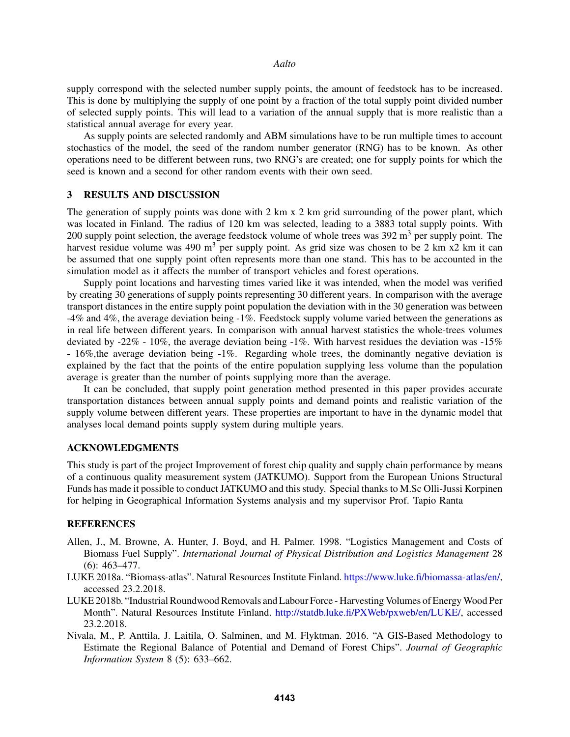supply correspond with the selected number supply points, the amount of feedstock has to be increased. This is done by multiplying the supply of one point by a fraction of the total supply point divided number of selected supply points. This will lead to a variation of the annual supply that is more realistic than a statistical annual average for every year.

As supply points are selected randomly and ABM simulations have to be run multiple times to account stochastics of the model, the seed of the random number generator (RNG) has to be known. As other operations need to be different between runs, two RNG's are created; one for supply points for which the seed is known and a second for other random events with their own seed.

## 3 RESULTS AND DISCUSSION

The generation of supply points was done with 2 km x 2 km grid surrounding of the power plant, which was located in Finland. The radius of 120 km was selected, leading to a 3883 total supply points. With 200 supply point selection, the average feedstock volume of whole trees was 392 $m^3$ per supply point. The harvest residue volume was 490 $m^3$ per supply point. As grid size was chosen to be 2 km x2 km it can be assumed that one supply point often represents more than one stand. This has to be accounted in the simulation model as it affects the number of transport vehicles and forest operations.

Supply point locations and harvesting times varied like it was intended, when the model was verified by creating 30 generations of supply points representing 30 different years. In comparison with the average transport distances in the entire supply point population the deviation with in the 30 generation was between -4% and 4%, the average deviation being -1%. Feedstock supply volume varied between the generations as in real life between different years. In comparison with annual harvest statistics the whole-trees volumes deviated by -22% - 10%, the average deviation being -1%. With harvest residues the deviation was -15% - 16%,the average deviation being -1%. Regarding whole trees, the dominantly negative deviation is explained by the fact that the points of the entire population supplying less volume than the population average is greater than the number of points supplying more than the average.

It can be concluded, that supply point generation method presented in this paper provides accurate transportation distances between annual supply points and demand points and realistic variation of the supply volume between different years. These properties are important to have in the dynamic model that analyses local demand points supply system during multiple years.

## ACKNOWLEDGMENTS

This study is part of the project Improvement of forest chip quality and supply chain performance by means of a continuous quality measurement system (JATKUMO). Support from the European Unions Structural Funds has made it possible to conduct JATKUMO and this study. Special thanks to M.Sc Olli-Jussi Korpinen for helping in Geographical Information Systems analysis and my supervisor Prof. Tapio Ranta

## REFERENCES

Allen, J., M. Browne, A. Hunter, J. Boyd, and H. Palmer. 1998. "Logistics Management and Costs of Biomass Fuel Supply". *International Journal of Physical Distribution and Logistics Management* 28 (6): 463–477.

LUKE 2018a. "Biomass-atlas". Natural Resources Institute Finland. https://www.luke.fi/biomassa-atlas/en/, accessed 23.2.2018.

LUKE 2018b. "Industrial Roundwood Removals and Labour Force - Harvesting Volumes of Energy Wood Per Month". Natural Resources Institute Finland. http://statdb.luke.fi/PXWeb/pxweb/en/LUKE/, accessed 23.2.2018.

Nivala, M., P. Anttila, J. Laitila, O. Salminen, and M. Flyktman. 2016. "A GIS-Based Methodology to Estimate the Regional Balance of Potential and Demand of Forest Chips". *Journal of Geographic Information System* 8 (5): 633–662.